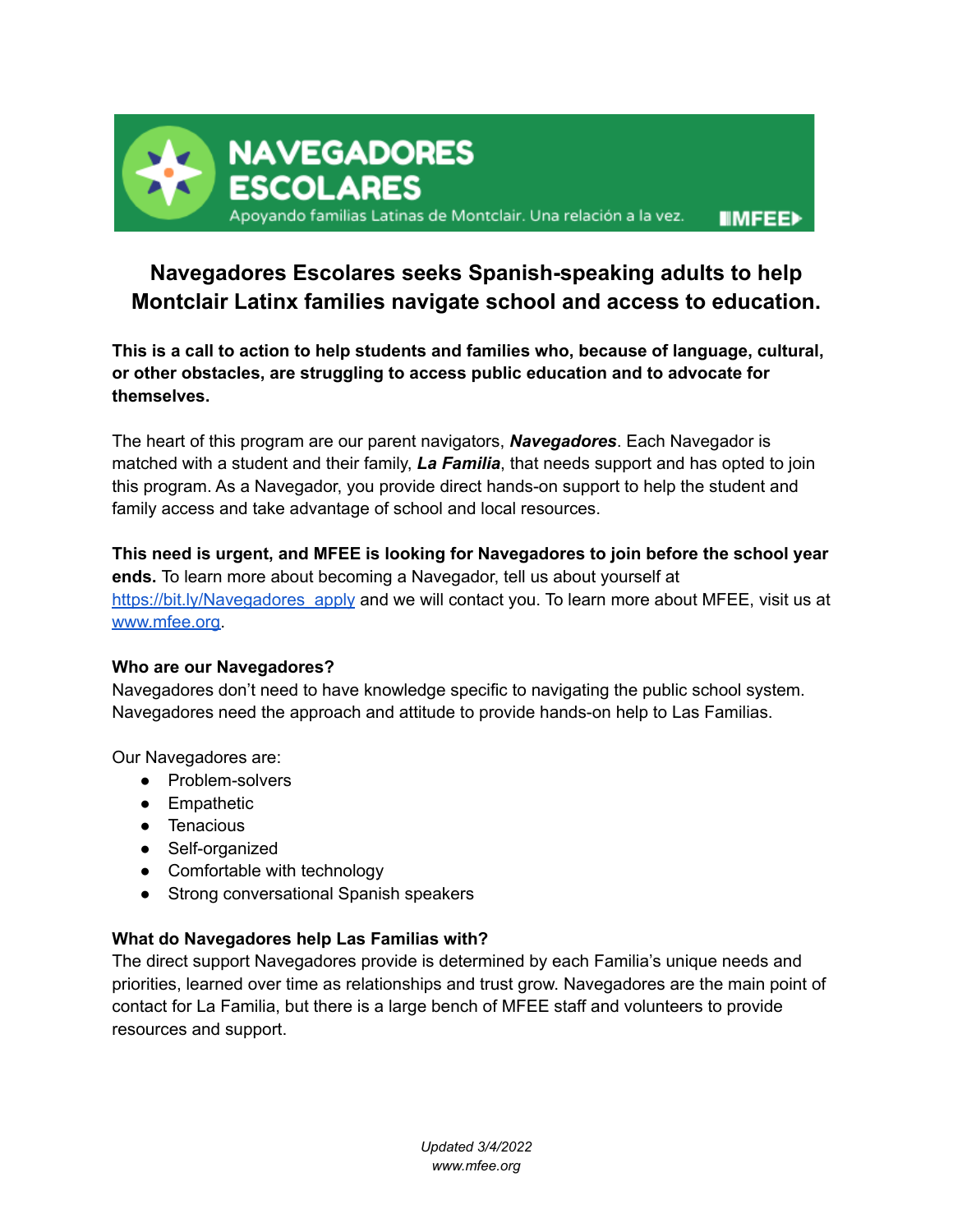# NAVEGADORES ESCOLARES

Apoyando familias Latinas de Montclair. Una relación a la vez.

MFEE

## Navegadores Escolares seeks Spanish-speaking adults to help Montclair Latinx families navigate school and access to education.

**This is a call to action to help students and families who, because of language, cultural, or other obstacles, are struggling to access public education and to advocate for themselves.**

The heart of this program are our parent navigators, ***Navegadores***. Each Navegador is matched with a student and their family, ***La Familia***, that needs support and has opted to join this program. As a Navegador, you provide direct hands-on support to help the student and family access and take advantage of school and local resources.

**This need is urgent, and MFEE is looking for Navegadores to join before the school year ends.** To learn more about becoming a Navegador, tell us about yourself at [https://bit.ly/Navegadores_apply](https://bit.ly/Navegadores_apply) and we will contact you. To learn more about MFEE, visit us at [www.mfee.org](http://www.mfee.org).

### Who are our Navegadores?

Navegadores don't need to have knowledge specific to navigating the public school system. Navegadores need the approach and attitude to provide hands-on help to Las Familias.

Our Navegadores are:

- Problem-solvers
- Empathetic
- Tenacious
- Self-organized
- Comfortable with technology
- Strong conversational Spanish speakers

### What do Navegadores help Las Familias with?

The direct support Navegadores provide is determined by each Familia's unique needs and priorities, learned over time as relationships and trust grow. Navegadores are the main point of contact for La Familia, but there is a large bench of MFEE staff and volunteers to provide resources and support.

*Updated 3/4/2022*
*www.mfee.org*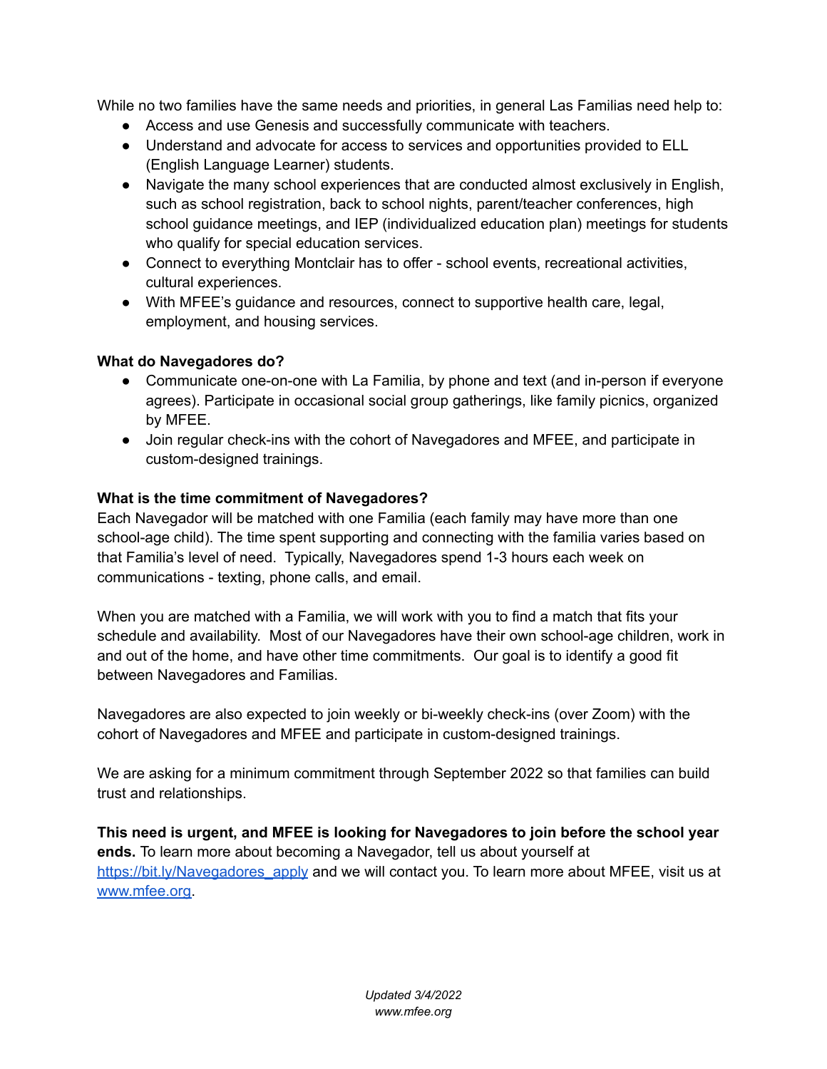While no two families have the same needs and priorities, in general Las Familias need help to:

- Access and use Genesis and successfully communicate with teachers.
- Understand and advocate for access to services and opportunities provided to ELL (English Language Learner) students.
- Navigate the many school experiences that are conducted almost exclusively in English, such as school registration, back to school nights, parent/teacher conferences, high school guidance meetings, and IEP (individualized education plan) meetings for students who qualify for special education services.
- Connect to everything Montclair has to offer - school events, recreational activities, cultural experiences.
- With MFEE's guidance and resources, connect to supportive health care, legal, employment, and housing services.

**What do Navegadores do?**

- Communicate one-on-one with La Familia, by phone and text (and in-person if everyone agrees). Participate in occasional social group gatherings, like family picnics, organized by MFEE.
- Join regular check-ins with the cohort of Navegadores and MFEE, and participate in custom-designed trainings.

**What is the time commitment of Navegadores?**

Each Navegador will be matched with one Familia (each family may have more than one school-age child). The time spent supporting and connecting with the familia varies based on that Familia's level of need. Typically, Navegadores spend 1-3 hours each week on communications - texting, phone calls, and email.

When you are matched with a Familia, we will work with you to find a match that fits your schedule and availability. Most of our Navegadores have their own school-age children, work in and out of the home, and have other time commitments. Our goal is to identify a good fit between Navegadores and Familias.

Navegadores are also expected to join weekly or bi-weekly check-ins (over Zoom) with the cohort of Navegadores and MFEE and participate in custom-designed trainings.

We are asking for a minimum commitment through September 2022 so that families can build trust and relationships.

**This need is urgent, and MFEE is looking for Navegadores to join before the school year ends.** To learn more about becoming a Navegador, tell us about yourself at [https://bit.ly/Navegadores_apply](https://bit.ly/Navegadores_apply) and we will contact you. To learn more about MFEE, visit us at [www.mfee.org](http://www.mfee.org).

*Updated 3/4/2022*